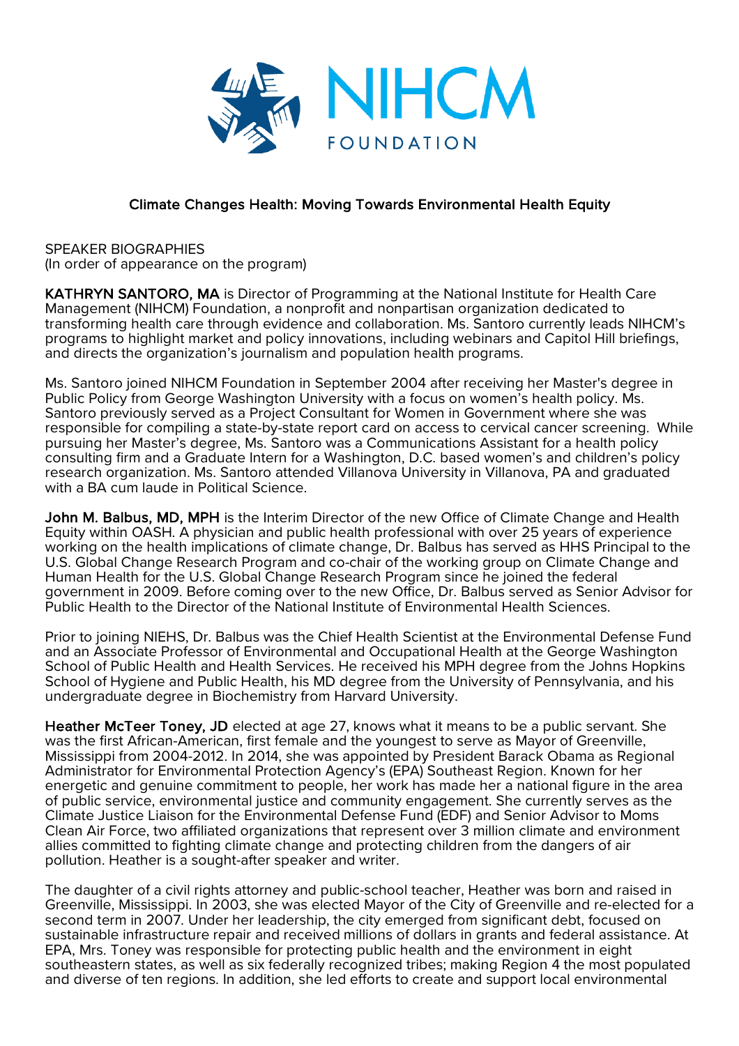NIHCM FOUNDATION

## Climate Changes Health: Moving Towards Environmental Health Equity

SPEAKER BIOGRAPHIES
(In order of appearance on the program)

**KATHRYN SANTORO, MA** is Director of Programming at the National Institute for Health Care Management (NIHCM) Foundation, a nonprofit and nonpartisan organization dedicated to transforming health care through evidence and collaboration. Ms. Santoro currently leads NIHCM's programs to highlight market and policy innovations, including webinars and Capitol Hill briefings, and directs the organization's journalism and population health programs.

Ms. Santoro joined NIHCM Foundation in September 2004 after receiving her Master's degree in Public Policy from George Washington University with a focus on women's health policy. Ms. Santoro previously served as a Project Consultant for Women in Government where she was responsible for compiling a state-by-state report card on access to cervical cancer screening. While pursuing her Master's degree, Ms. Santoro was a Communications Assistant for a health policy consulting firm and a Graduate Intern for a Washington, D.C. based women's and children's policy research organization. Ms. Santoro attended Villanova University in Villanova, PA and graduated with a BA cum laude in Political Science.

**John M. Balbus, MD, MPH** is the Interim Director of the new Office of Climate Change and Health Equity within OASH. A physician and public health professional with over 25 years of experience working on the health implications of climate change, Dr. Balbus has served as HHS Principal to the U.S. Global Change Research Program and co-chair of the working group on Climate Change and Human Health for the U.S. Global Change Research Program since he joined the federal government in 2009. Before coming over to the new Office, Dr. Balbus served as Senior Advisor for Public Health to the Director of the National Institute of Environmental Health Sciences.

Prior to joining NIEHS, Dr. Balbus was the Chief Health Scientist at the Environmental Defense Fund and an Associate Professor of Environmental and Occupational Health at the George Washington School of Public Health and Health Services. He received his MPH degree from the Johns Hopkins School of Hygiene and Public Health, his MD degree from the University of Pennsylvania, and his undergraduate degree in Biochemistry from Harvard University.

**Heather McTeer Toney, JD** elected at age 27, knows what it means to be a public servant. She was the first African-American, first female and the youngest to serve as Mayor of Greenville, Mississippi from 2004-2012. In 2014, she was appointed by President Barack Obama as Regional Administrator for Environmental Protection Agency's (EPA) Southeast Region. Known for her energetic and genuine commitment to people, her work has made her a national figure in the area of public service, environmental justice and community engagement. She currently serves as the Climate Justice Liaison for the Environmental Defense Fund (EDF) and Senior Advisor to Moms Clean Air Force, two affiliated organizations that represent over 3 million climate and environment allies committed to fighting climate change and protecting children from the dangers of air pollution. Heather is a sought-after speaker and writer.

The daughter of a civil rights attorney and public-school teacher, Heather was born and raised in Greenville, Mississippi. In 2003, she was elected Mayor of the City of Greenville and re-elected for a second term in 2007. Under her leadership, the city emerged from significant debt, focused on sustainable infrastructure repair and received millions of dollars in grants and federal assistance. At EPA, Mrs. Toney was responsible for protecting public health and the environment in eight southeastern states, as well as six federally recognized tribes; making Region 4 the most populated and diverse of ten regions. In addition, she led efforts to create and support local environmental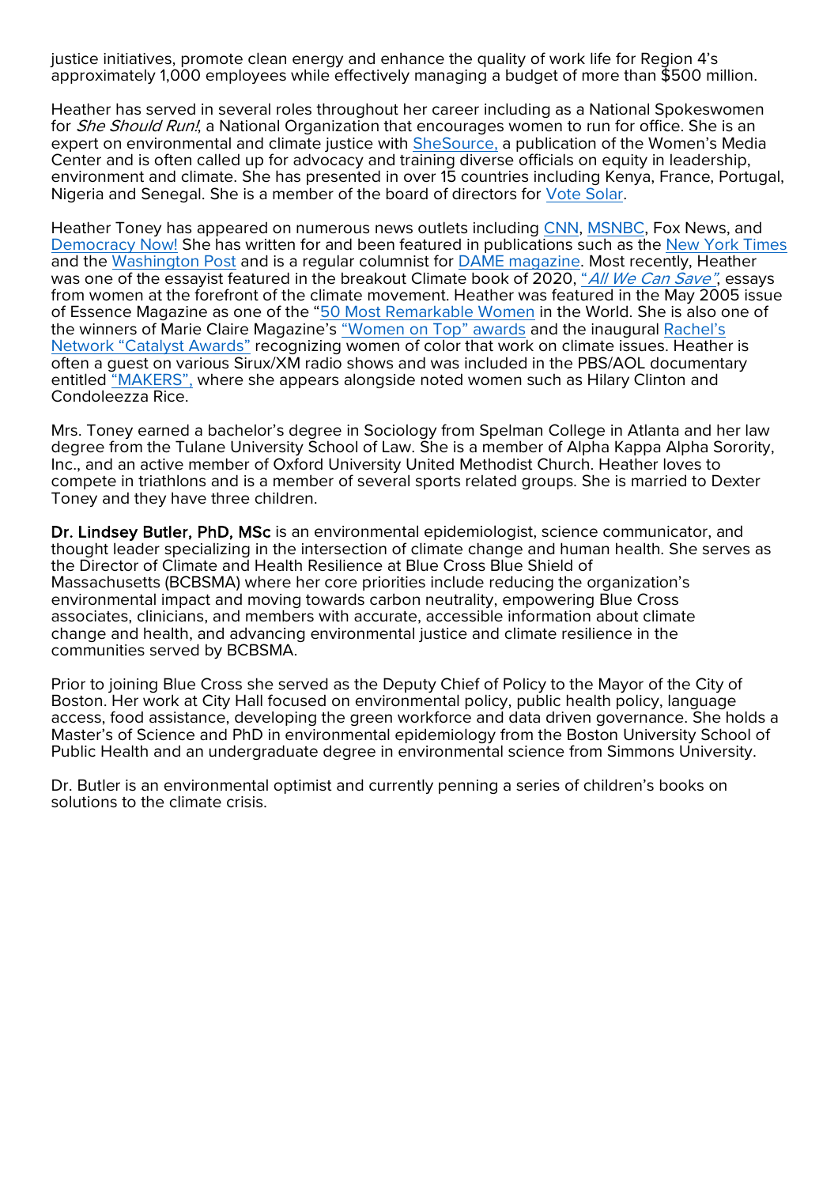justice initiatives, promote clean energy and enhance the quality of work life for Region 4's approximately 1,000 employees while effectively managing a budget of more than $500 million.

Heather has served in several roles throughout her career including as a National Spokeswomen for *She Should Run!*, a National Organization that encourages women to run for office. She is an expert on environmental and climate justice with SheSource, a publication of the Women's Media Center and is often called up for advocacy and training diverse officials on equity in leadership, environment and climate. She has presented in over 15 countries including Kenya, France, Portugal, Nigeria and Senegal. She is a member of the board of directors for Vote Solar.

Heather Toney has appeared on numerous news outlets including CNN, MSNBC, Fox News, and Democracy Now! She has written for and been featured in publications such as the New York Times and the Washington Post and is a regular columnist for DAME magazine. Most recently, Heather was one of the essayist featured in the breakout Climate book of 2020, "*All We Can Save*", essays from women at the forefront of the climate movement. Heather was featured in the May 2005 issue of Essence Magazine as one of the "50 Most Remarkable Women in the World. She is also one of the winners of Marie Claire Magazine's "Women on Top" awards and the inaugural Rachel's Network "Catalyst Awards" recognizing women of color that work on climate issues. Heather is often a guest on various Sirux/XM radio shows and was included in the PBS/AOL documentary entitled "MAKERS", where she appears alongside noted women such as Hilary Clinton and Condoleezza Rice.

Mrs. Toney earned a bachelor's degree in Sociology from Spelman College in Atlanta and her law degree from the Tulane University School of Law. She is a member of Alpha Kappa Alpha Sorority, Inc., and an active member of Oxford University United Methodist Church. Heather loves to compete in triathlons and is a member of several sports related groups. She is married to Dexter Toney and they have three children.

**Dr. Lindsey Butler, PhD, MSc** is an environmental epidemiologist, science communicator, and thought leader specializing in the intersection of climate change and human health. She serves as the Director of Climate and Health Resilience at Blue Cross Blue Shield of Massachusetts (BCBSMA) where her core priorities include reducing the organization's environmental impact and moving towards carbon neutrality, empowering Blue Cross associates, clinicians, and members with accurate, accessible information about climate change and health, and advancing environmental justice and climate resilience in the communities served by BCBSMA.

Prior to joining Blue Cross she served as the Deputy Chief of Policy to the Mayor of the City of Boston. Her work at City Hall focused on environmental policy, public health policy, language access, food assistance, developing the green workforce and data driven governance. She holds a Master's of Science and PhD in environmental epidemiology from the Boston University School of Public Health and an undergraduate degree in environmental science from Simmons University.

Dr. Butler is an environmental optimist and currently penning a series of children's books on solutions to the climate crisis.